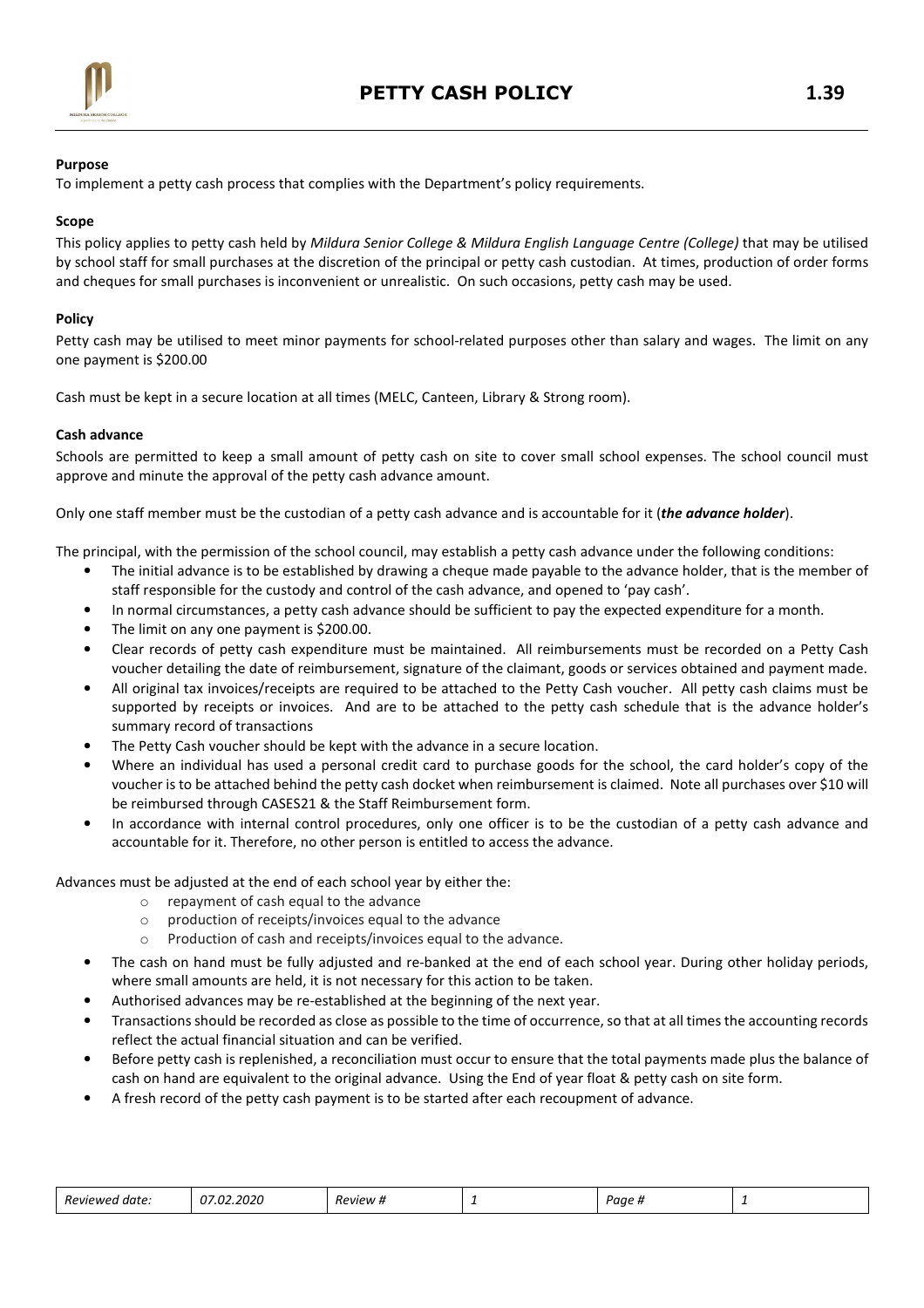# PETTY CASH POLICY 1.39

**Purpose**

To implement a petty cash process that complies with the Department's policy requirements.

**Scope**

This policy applies to petty cash held by *Mildura Senior College & Mildura English Language Centre (College)* that may be utilised by school staff for small purchases at the discretion of the principal or petty cash custodian. At times, production of order forms and cheques for small purchases is inconvenient or unrealistic. On such occasions, petty cash may be used.

**Policy**

Petty cash may be utilised to meet minor payments for school-related purposes other than salary and wages. The limit on any one payment is $200.00

Cash must be kept in a secure location at all times (MELC, Canteen, Library & Strong room).

**Cash advance**

Schools are permitted to keep a small amount of petty cash on site to cover small school expenses. The school council must approve and minute the approval of the petty cash advance amount.

Only one staff member must be the custodian of a petty cash advance and is accountable for it (***the advance holder***).

The principal, with the permission of the school council, may establish a petty cash advance under the following conditions:

- The initial advance is to be established by drawing a cheque made payable to the advance holder, that is the member of staff responsible for the custody and control of the cash advance, and opened to 'pay cash'.
- In normal circumstances, a petty cash advance should be sufficient to pay the expected expenditure for a month.
- The limit on any one payment is $200.00.
- Clear records of petty cash expenditure must be maintained. All reimbursements must be recorded on a Petty Cash voucher detailing the date of reimbursement, signature of the claimant, goods or services obtained and payment made.
- All original tax invoices/receipts are required to be attached to the Petty Cash voucher. All petty cash claims must be supported by receipts or invoices. And are to be attached to the petty cash schedule that is the advance holder's summary record of transactions
- The Petty Cash voucher should be kept with the advance in a secure location.
- Where an individual has used a personal credit card to purchase goods for the school, the card holder's copy of the voucher is to be attached behind the petty cash docket when reimbursement is claimed. Note all purchases over $10 will be reimbursed through CASES21 & the Staff Reimbursement form.
- In accordance with internal control procedures, only one officer is to be the custodian of a petty cash advance and accountable for it. Therefore, no other person is entitled to access the advance.

Advances must be adjusted at the end of each school year by either the:

- repayment of cash equal to the advance
- production of receipts/invoices equal to the advance
- Production of cash and receipts/invoices equal to the advance.

- The cash on hand must be fully adjusted and re-banked at the end of each school year. During other holiday periods, where small amounts are held, it is not necessary for this action to be taken.
- Authorised advances may be re-established at the beginning of the next year.
- Transactions should be recorded as close as possible to the time of occurrence, so that at all times the accounting records reflect the actual financial situation and can be verified.
- Before petty cash is replenished, a reconciliation must occur to ensure that the total payments made plus the balance of cash on hand are equivalent to the original advance. Using the End of year float & petty cash on site form.
- A fresh record of the petty cash payment is to be started after each recoupment of advance.

| *Reviewed date:* | *07.02.2020* | *Review #* | *1* | *Page #* | *1* |
|---|---|---|---|---|---|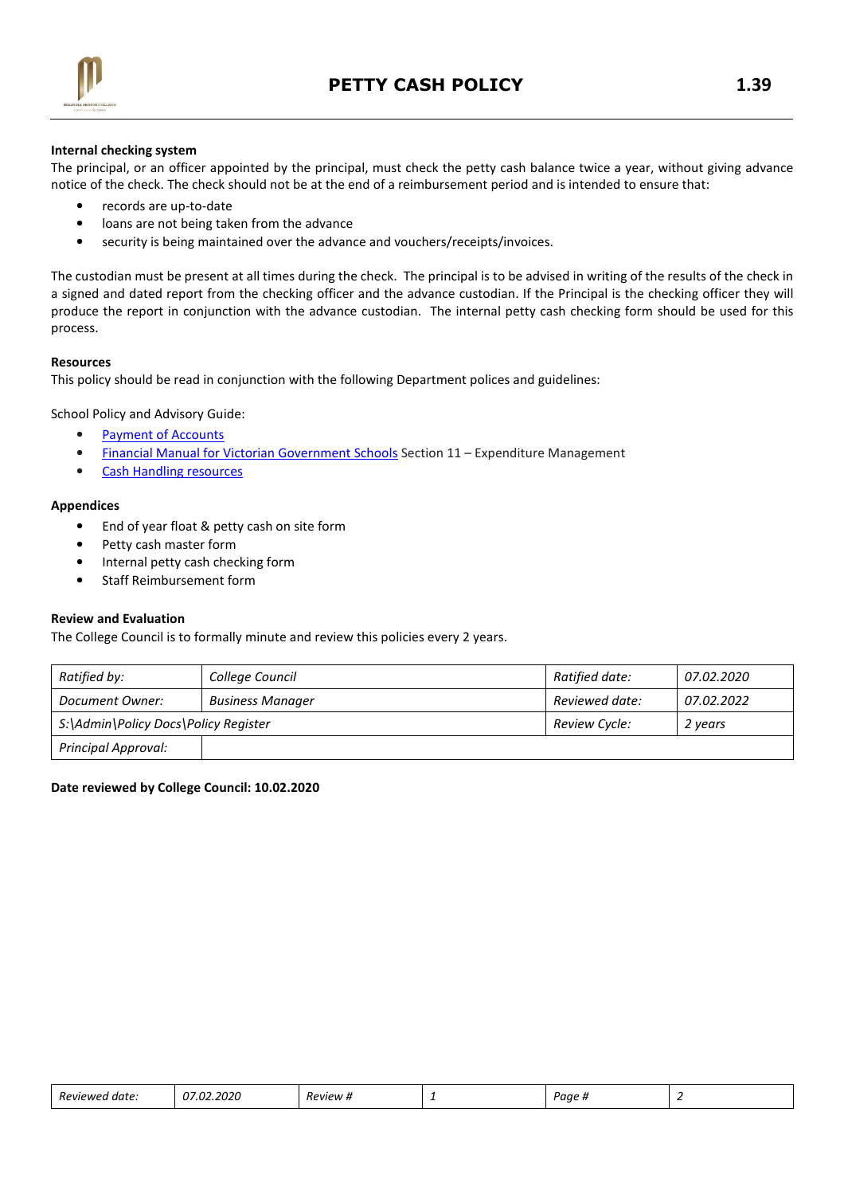#### Internal checking system

The principal, or an officer appointed by the principal, must check the petty cash balance twice a year, without giving advance notice of the check. The check should not be at the end of a reimbursement period and is intended to ensure that:

- records are up-to-date
- loans are not being taken from the advance
- security is being maintained over the advance and vouchers/receipts/invoices.

The custodian must be present at all times during the check. The principal is to be advised in writing of the results of the check in a signed and dated report from the checking officer and the advance custodian. If the Principal is the checking officer they will produce the report in conjunction with the advance custodian. The internal petty cash checking form should be used for this process.

#### Resources

This policy should be read in conjunction with the following Department polices and guidelines:

School Policy and Advisory Guide:

- Payment of Accounts
- Financial Manual for Victorian Government Schools Section 11 – Expenditure Management
- Cash Handling resources

#### Appendices

- End of year float & petty cash on site form
- Petty cash master form
- Internal petty cash checking form
- Staff Reimbursement form

#### Review and Evaluation

The College Council is to formally minute and review this policies every 2 years.

| | | | |
|---|---|---|---|
| *Ratified by:* | *College Council* | *Ratified date:* | *07.02.2020* |
| *Document Owner:* | *Business Manager* | *Reviewed date:* | *07.02.2022* |
| *S:\Admin\Policy Docs\Policy Register* | | *Review Cycle:* | *2 years* |
| *Principal Approval:* | | | |

**Date reviewed by College Council: 10.02.2020**